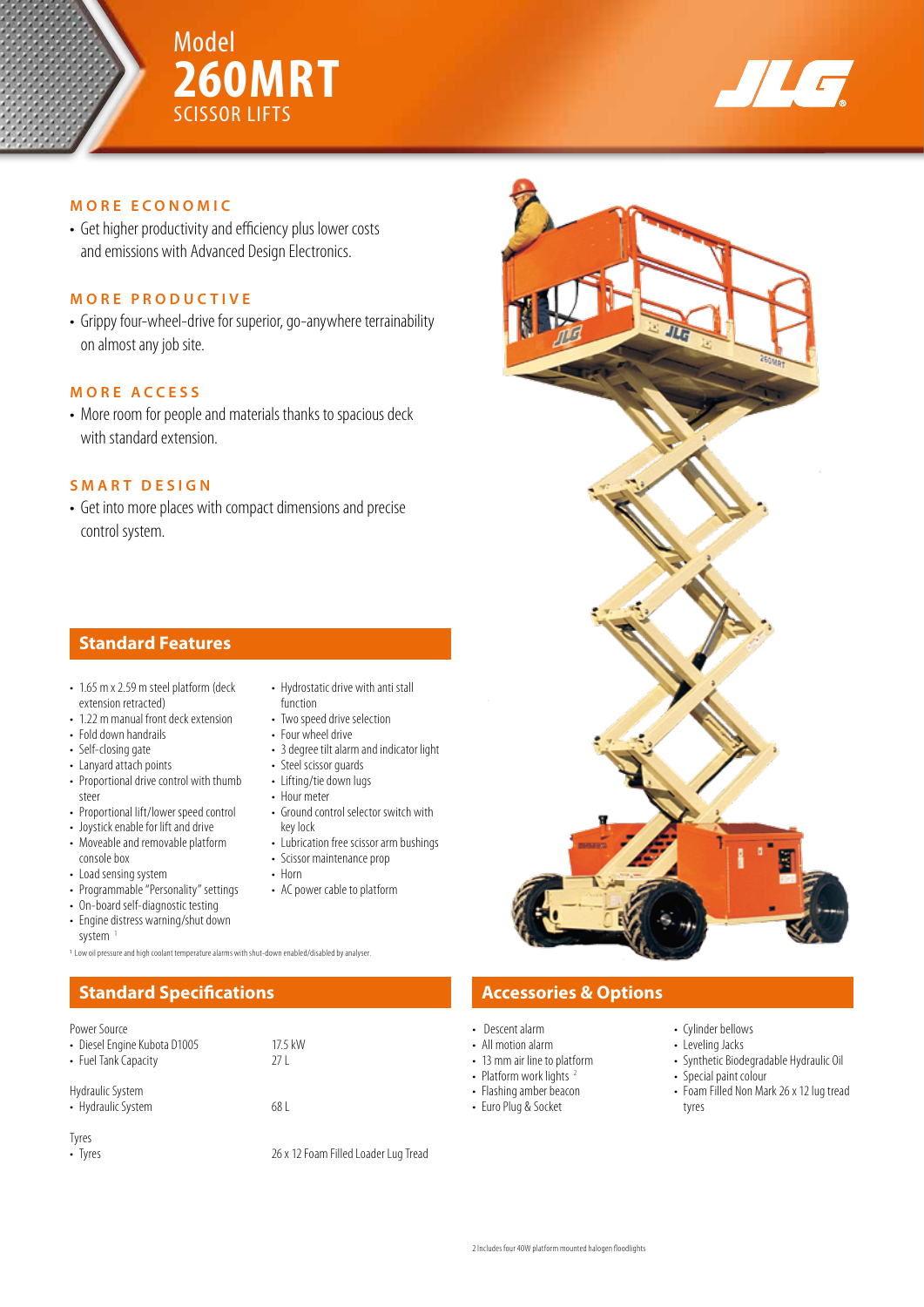# Model 260MRT SCISSOR LIFTS

### MORE ECONOMIC

- Get higher productivity and efficiency plus lower costs and emissions with Advanced Design Electronics.

### MORE PRODUCTIVE

- Grippy four-wheel-drive for superior, go-anywhere terrainability on almost any job site.

### MORE ACCESS

- More room for people and materials thanks to spacious deck with standard extension.

### SMART DESIGN

- Get into more places with compact dimensions and precise control system.

## Standard Features

- 1.65 m x 2.59 m steel platform (deck extension retracted)
- 1.22 m manual front deck extension
- Fold down handrails
- Self-closing gate
- Lanyard attach points
- Proportional drive control with thumb steer
- Proportional lift/lower speed control
- Joystick enable for lift and drive
- Moveable and removable platform console box
- Load sensing system
- Programmable "Personality" settings
- On-board self-diagnostic testing
- Engine distress warning/shut down system [1]
- Hydrostatic drive with anti stall function
- Two speed drive selection
- Four wheel drive
- 3 degree tilt alarm and indicator light
- Steel scissor guards
- Lifting/tie down lugs
- Hour meter
- Ground control selector switch with key lock
- Lubrication free scissor arm bushings
- Scissor maintenance prop
- Horn
- AC power cable to platform

[1] Low oil pressure and high coolant temperature alarms with shut-down enabled/disabled by analyser.

## Standard Specifications

Power Source

| | |
|---|---|
| • Diesel Engine Kubota D1005 | 17.5 kW |
| • Fuel Tank Capacity | 27 L |

Hydraulic System

| | |
|---|---|
| • Hydraulic System | 68 L |

Tyres

| | |
|---|---|
| • Tyres | 26 x 12 Foam Filled Loader Lug Tread |

## Accessories & Options

- Descent alarm
- All motion alarm
- 13 mm air line to platform
- Platform work lights [2]
- Flashing amber beacon
- Euro Plug & Socket
- Cylinder bellows
- Leveling Jacks
- Synthetic Biodegradable Hydraulic Oil
- Special paint colour
- Foam Filled Non Mark 26 x 12 lug tread tyres

[2] Includes four 40W platform mounted halogen floodlights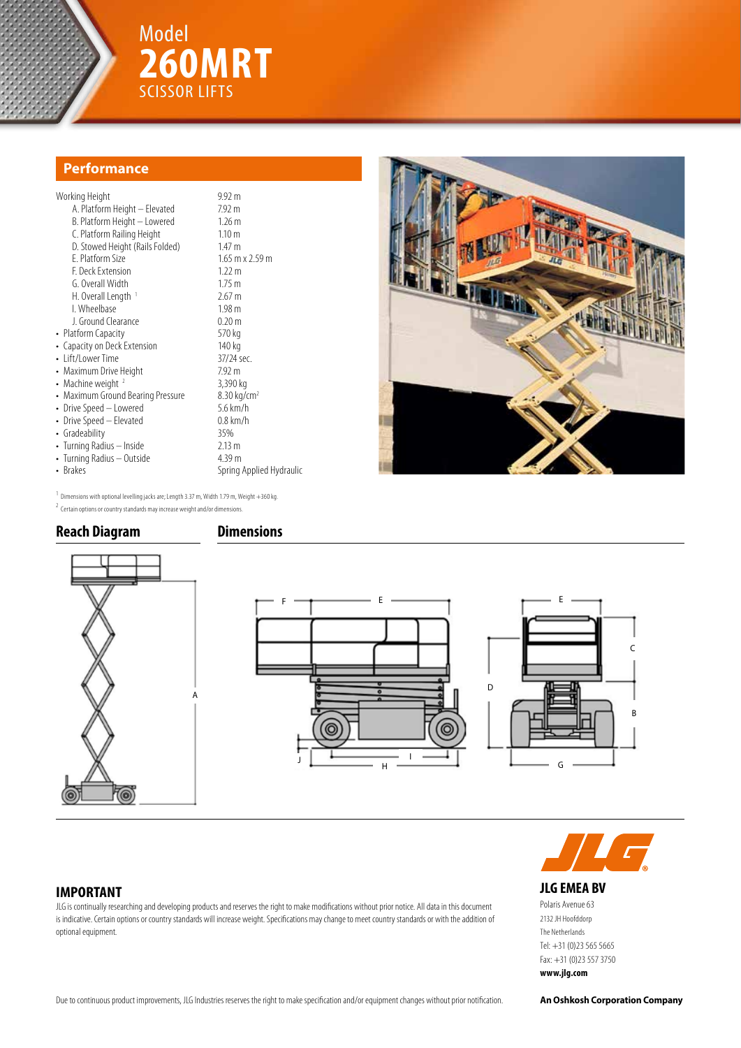# Model 260MRT SCISSOR LIFTS

## Performance

| | |
|---|---|
| Working Height | 9.92 m |
| A. Platform Height – Elevated | 7.92 m |
| B. Platform Height – Lowered | 1.26 m |
| C. Platform Railing Height | 1.10 m |
| D. Stowed Height (Rails Folded) | 1.47 m |
| E. Platform Size | 1.65 m x 2.59 m |
| F. Deck Extension | 1.22 m |
| G. Overall Width | 1.75 m |
| H. Overall Length [1] | 2.67 m |
| I. Wheelbase | 1.98 m |
| J. Ground Clearance | 0.20 m |
| • Platform Capacity | 570 kg |
| • Capacity on Deck Extension | 140 kg |
| • Lift/Lower Time | 37/24 sec. |
| • Maximum Drive Height | 7.92 m |
| • Machine weight [2] | 3,390 kg |
| • Maximum Ground Bearing Pressure | 8.30 kg/cm$^2$ |
| • Drive Speed – Lowered | 5.6 km/h |
| • Drive Speed – Elevated | 0.8 km/h |
| • Gradeability | 35% |
| • Turning Radius – Inside | 2.13 m |
| • Turning Radius – Outside | 4.39 m |
| • Brakes | Spring Applied Hydraulic |

[1] Dimensions with optional levelling jacks are; Length 3.37 m, Width 1.79 m, Weight +360 kg.

[2] Certain options or country standards may increase weight and/or dimensions.

## Reach Diagram

A

## Dimensions

F E D J H I

E C B G

## IMPORTANT

JLG is continually researching and developing products and reserves the right to make modifications without prior notice. All data in this document is indicative. Certain options or country standards will increase weight. Specifications may change to meet country standards or with the addition of optional equipment.

**JLG EMEA BV**

Polaris Avenue 63
2132 JH Hoofddorp
The Netherlands
Tel: +31 (0)23 565 5665
Fax: +31 (0)23 557 3750
**www.jlg.com**

Due to continuous product improvements, JLG Industries reserves the right to make specification and/or equipment changes without prior notification.

**An Oshkosh Corporation Company**